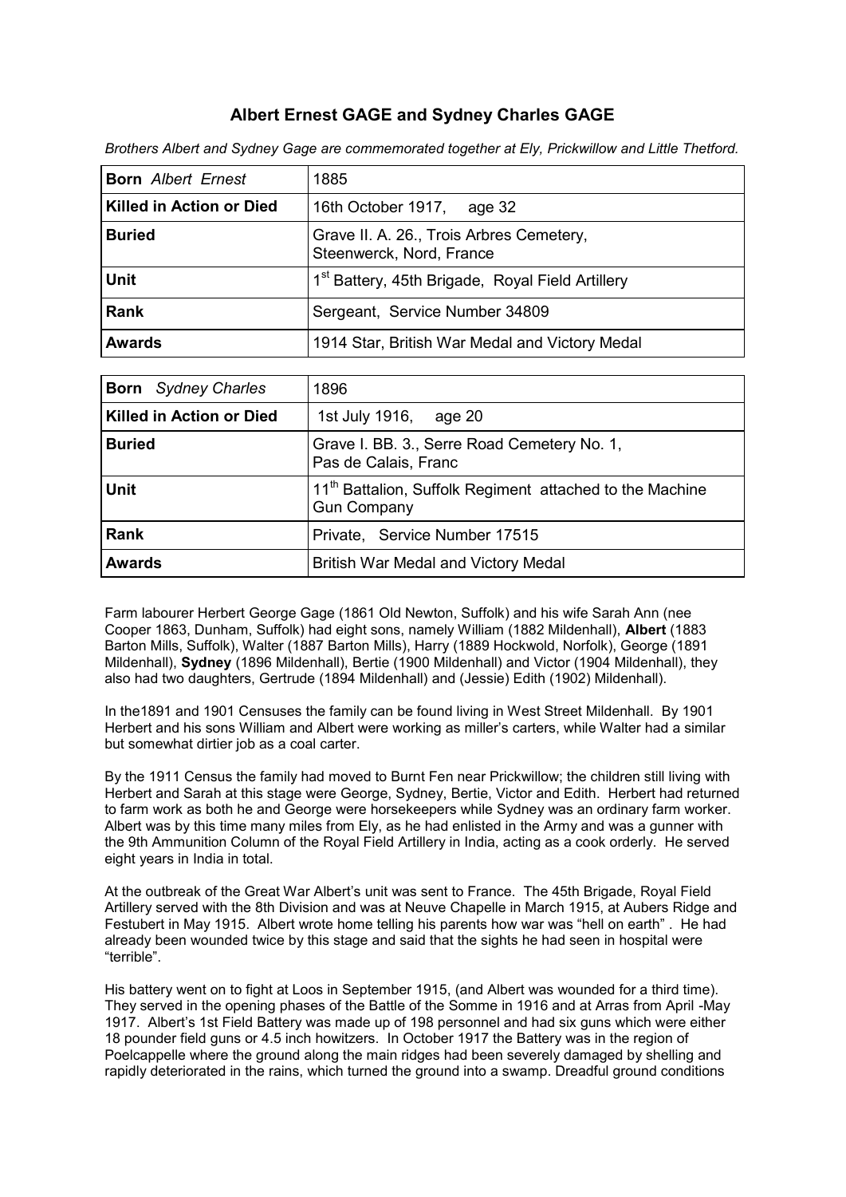# Albert Ernest GAGE and Sydney Charles GAGE

*Brothers Albert and Sydney Gage are commemorated together at Ely, Prickwillow and Little Thetford.*

| | |
|---|---|
| **Born** *Albert Ernest* | 1885 |
| **Killed in Action or Died** | 16th October 1917, age 32 |
| **Buried** | Grave II. A. 26., Trois Arbres Cemetery, Steenwerck, Nord, France |
| **Unit** | 1st Battery, 45th Brigade, Royal Field Artillery |
| **Rank** | Sergeant, Service Number 34809 |
| **Awards** | 1914 Star, British War Medal and Victory Medal |

| | |
|---|---|
| **Born** *Sydney Charles* | 1896 |
| **Killed in Action or Died** | 1st July 1916, age 20 |
| **Buried** | Grave I. BB. 3., Serre Road Cemetery No. 1, Pas de Calais, Franc |
| **Unit** | 11th Battalion, Suffolk Regiment attached to the Machine Gun Company |
| **Rank** | Private, Service Number 17515 |
| **Awards** | British War Medal and Victory Medal |

Farm labourer Herbert George Gage (1861 Old Newton, Suffolk) and his wife Sarah Ann (nee Cooper 1863, Dunham, Suffolk) had eight sons, namely William (1882 Mildenhall), **Albert** (1883 Barton Mills, Suffolk), Walter (1887 Barton Mills), Harry (1889 Hockwold, Norfolk), George (1891 Mildenhall), **Sydney** (1896 Mildenhall), Bertie (1900 Mildenhall) and Victor (1904 Mildenhall), they also had two daughters, Gertrude (1894 Mildenhall) and (Jessie) Edith (1902) Mildenhall).

In the1891 and 1901 Censuses the family can be found living in West Street Mildenhall. By 1901 Herbert and his sons William and Albert were working as miller's carters, while Walter had a similar but somewhat dirtier job as a coal carter.

By the 1911 Census the family had moved to Burnt Fen near Prickwillow; the children still living with Herbert and Sarah at this stage were George, Sydney, Bertie, Victor and Edith. Herbert had returned to farm work as both he and George were horsekeepers while Sydney was an ordinary farm worker. Albert was by this time many miles from Ely, as he had enlisted in the Army and was a gunner with the 9th Ammunition Column of the Royal Field Artillery in India, acting as a cook orderly. He served eight years in India in total.

At the outbreak of the Great War Albert's unit was sent to France. The 45th Brigade, Royal Field Artillery served with the 8th Division and was at Neuve Chapelle in March 1915, at Aubers Ridge and Festubert in May 1915. Albert wrote home telling his parents how war was "hell on earth" . He had already been wounded twice by this stage and said that the sights he had seen in hospital were "terrible".

His battery went on to fight at Loos in September 1915, (and Albert was wounded for a third time). They served in the opening phases of the Battle of the Somme in 1916 and at Arras from April -May 1917. Albert's 1st Field Battery was made up of 198 personnel and had six guns which were either 18 pounder field guns or 4.5 inch howitzers. In October 1917 the Battery was in the region of Poelcappelle where the ground along the main ridges had been severely damaged by shelling and rapidly deteriorated in the rains, which turned the ground into a swamp. Dreadful ground conditions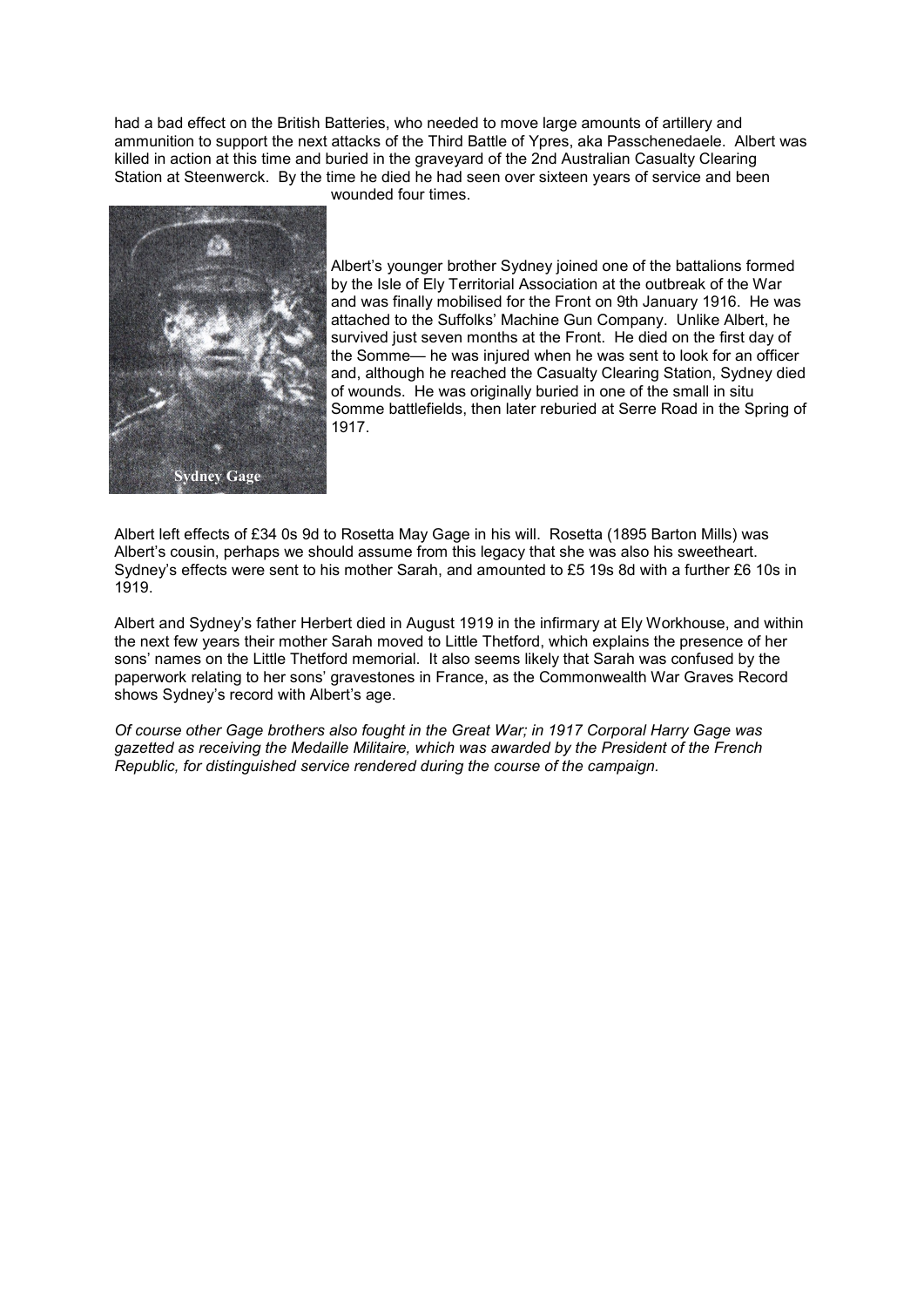had a bad effect on the British Batteries, who needed to move large amounts of artillery and ammunition to support the next attacks of the Third Battle of Ypres, aka Passchenedaele. Albert was killed in action at this time and buried in the graveyard of the 2nd Australian Casualty Clearing Station at Steenwerck. By the time he died he had seen over sixteen years of service and been wounded four times.

Sydney Gage

Albert's younger brother Sydney joined one of the battalions formed by the Isle of Ely Territorial Association at the outbreak of the War and was finally mobilised for the Front on 9th January 1916. He was attached to the Suffolks' Machine Gun Company. Unlike Albert, he survived just seven months at the Front. He died on the first day of the Somme— he was injured when he was sent to look for an officer and, although he reached the Casualty Clearing Station, Sydney died of wounds. He was originally buried in one of the small in situ Somme battlefields, then later reburied at Serre Road in the Spring of 1917.

Albert left effects of £34 0s 9d to Rosetta May Gage in his will. Rosetta (1895 Barton Mills) was Albert's cousin, perhaps we should assume from this legacy that she was also his sweetheart. Sydney's effects were sent to his mother Sarah, and amounted to £5 19s 8d with a further £6 10s in 1919.

Albert and Sydney's father Herbert died in August 1919 in the infirmary at Ely Workhouse, and within the next few years their mother Sarah moved to Little Thetford, which explains the presence of her sons' names on the Little Thetford memorial. It also seems likely that Sarah was confused by the paperwork relating to her sons' gravestones in France, as the Commonwealth War Graves Record shows Sydney's record with Albert's age.

*Of course other Gage brothers also fought in the Great War; in 1917 Corporal Harry Gage was gazetted as receiving the Medaille Militaire, which was awarded by the President of the French Republic, for distinguished service rendered during the course of the campaign.*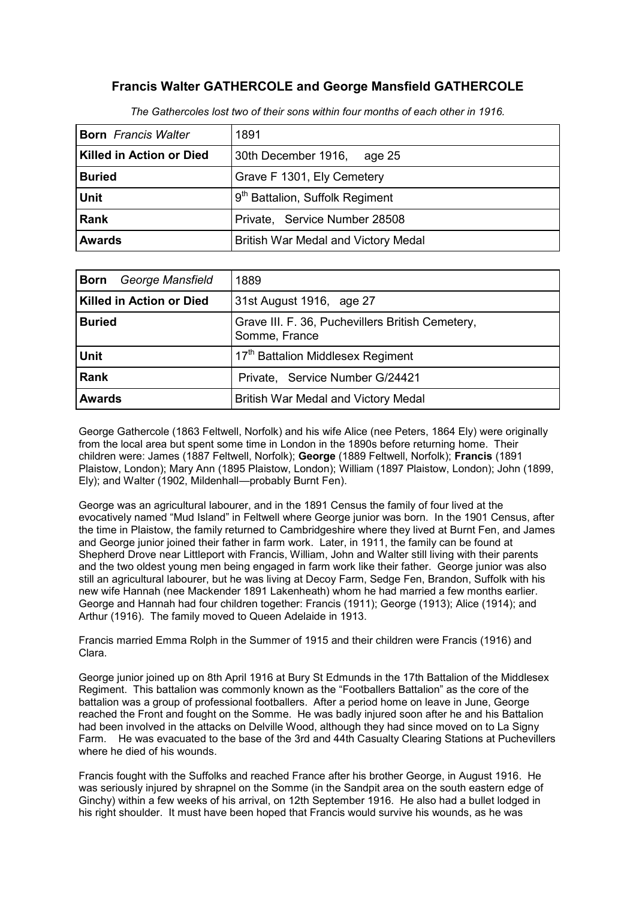## Francis Walter GATHERCOLE and George Mansfield GATHERCOLE

*The Gathercoles lost two of their sons within four months of each other in 1916.*

| | |
|---|---|
| **Born** *Francis Walter* | 1891 |
| **Killed in Action or Died** | 30th December 1916, age 25 |
| **Buried** | Grave F 1301, Ely Cemetery |
| **Unit** | 9$^{th}$ Battalion, Suffolk Regiment |
| **Rank** | Private, Service Number 28508 |
| **Awards** | British War Medal and Victory Medal |

| | |
|---|---|
| **Born** *George Mansfield* | 1889 |
| **Killed in Action or Died** | 31st August 1916, age 27 |
| **Buried** | Grave III. F. 36, Puchevillers British Cemetery, Somme, France |
| **Unit** | 17$^{th}$ Battalion Middlesex Regiment |
| **Rank** | Private, Service Number G/24421 |
| **Awards** | British War Medal and Victory Medal |

George Gathercole (1863 Feltwell, Norfolk) and his wife Alice (nee Peters, 1864 Ely) were originally from the local area but spent some time in London in the 1890s before returning home. Their children were: James (1887 Feltwell, Norfolk); **George** (1889 Feltwell, Norfolk); **Francis** (1891 Plaistow, London); Mary Ann (1895 Plaistow, London); William (1897 Plaistow, London); John (1899, Ely); and Walter (1902, Mildenhall—probably Burnt Fen).

George was an agricultural labourer, and in the 1891 Census the family of four lived at the evocatively named "Mud Island" in Feltwell where George junior was born. In the 1901 Census, after the time in Plaistow, the family returned to Cambridgeshire where they lived at Burnt Fen, and James and George junior joined their father in farm work. Later, in 1911, the family can be found at Shepherd Drove near Littleport with Francis, William, John and Walter still living with their parents and the two oldest young men being engaged in farm work like their father. George junior was also still an agricultural labourer, but he was living at Decoy Farm, Sedge Fen, Brandon, Suffolk with his new wife Hannah (nee Mackender 1891 Lakenheath) whom he had married a few months earlier. George and Hannah had four children together: Francis (1911); George (1913); Alice (1914); and Arthur (1916). The family moved to Queen Adelaide in 1913.

Francis married Emma Rolph in the Summer of 1915 and their children were Francis (1916) and Clara.

George junior joined up on 8th April 1916 at Bury St Edmunds in the 17th Battalion of the Middlesex Regiment. This battalion was commonly known as the "Footballers Battalion" as the core of the battalion was a group of professional footballers. After a period home on leave in June, George reached the Front and fought on the Somme. He was badly injured soon after he and his Battalion had been involved in the attacks on Delville Wood, although they had since moved on to La Signy Farm. He was evacuated to the base of the 3rd and 44th Casualty Clearing Stations at Puchevillers where he died of his wounds.

Francis fought with the Suffolks and reached France after his brother George, in August 1916. He was seriously injured by shrapnel on the Somme (in the Sandpit area on the south eastern edge of Ginchy) within a few weeks of his arrival, on 12th September 1916. He also had a bullet lodged in his right shoulder. It must have been hoped that Francis would survive his wounds, as he was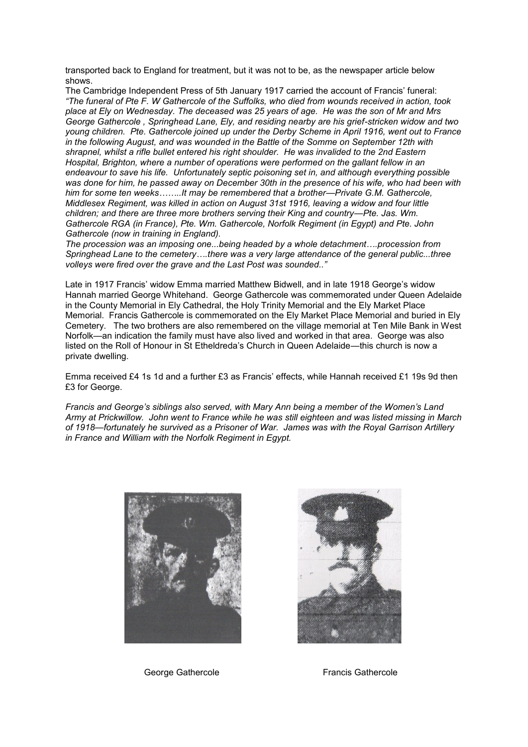transported back to England for treatment, but it was not to be, as the newspaper article below shows.

The Cambridge Independent Press of 5th January 1917 carried the account of Francis' funeral:
*"The funeral of Pte F. W Gathercole of the Suffolks, who died from wounds received in action, took place at Ely on Wednesday. The deceased was 25 years of age. He was the son of Mr and Mrs George Gathercole , Springhead Lane, Ely, and residing nearby are his grief-stricken widow and two young children. Pte. Gathercole joined up under the Derby Scheme in April 1916, went out to France in the following August, and was wounded in the Battle of the Somme on September 12th with shrapnel, whilst a rifle bullet entered his right shoulder. He was invalided to the 2nd Eastern Hospital, Brighton, where a number of operations were performed on the gallant fellow in an endeavour to save his life. Unfortunately septic poisoning set in, and although everything possible was done for him, he passed away on December 30th in the presence of his wife, who had been with him for some ten weeks……..It may be remembered that a brother—Private G.M. Gathercole, Middlesex Regiment, was killed in action on August 31st 1916, leaving a widow and four little children; and there are three more brothers serving their King and country—Pte. Jas. Wm. Gathercole RGA (in France), Pte. Wm. Gathercole, Norfolk Regiment (in Egypt) and Pte. John Gathercole (now in training in England).*
*The procession was an imposing one...being headed by a whole detachment….procession from Springhead Lane to the cemetery….there was a very large attendance of the general public...three volleys were fired over the grave and the Last Post was sounded.."*

Late in 1917 Francis' widow Emma married Matthew Bidwell, and in late 1918 George's widow Hannah married George Whitehand. George Gathercole was commemorated under Queen Adelaide in the County Memorial in Ely Cathedral, the Holy Trinity Memorial and the Ely Market Place Memorial. Francis Gathercole is commemorated on the Ely Market Place Memorial and buried in Ely Cemetery. The two brothers are also remembered on the village memorial at Ten Mile Bank in West Norfolk—an indication the family must have also lived and worked in that area. George was also listed on the Roll of Honour in St Etheldreda's Church in Queen Adelaide—this church is now a private dwelling.

Emma received £4 1s 1d and a further £3 as Francis' effects, while Hannah received £1 19s 9d then £3 for George.

*Francis and George's siblings also served, with Mary Ann being a member of the Women's Land Army at Prickwillow. John went to France while he was still eighteen and was listed missing in March of 1918—fortunately he survived as a Prisoner of War. James was with the Royal Garrison Artillery in France and William with the Norfolk Regiment in Egypt.*

George Gathercole

Francis Gathercole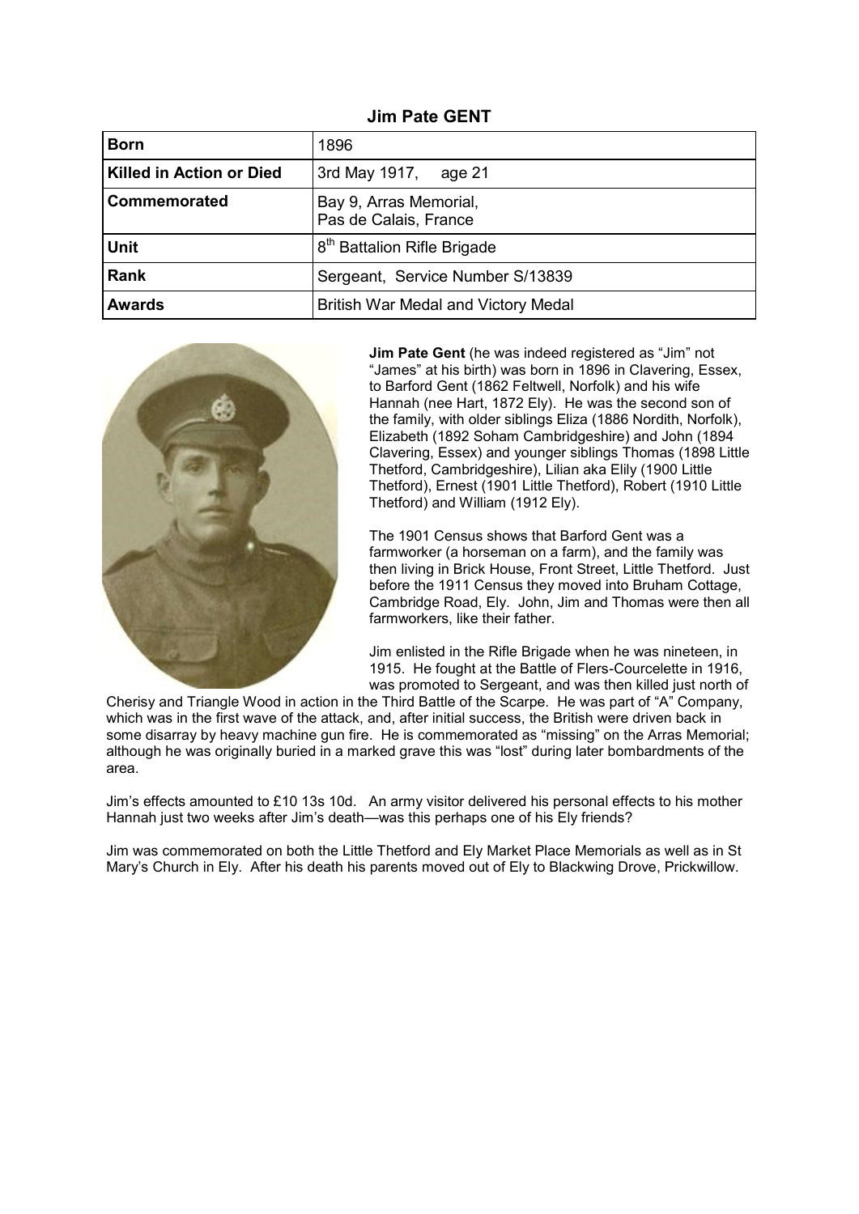# Jim Pate GENT

| | |
|---|---|
| **Born** | 1896 |
| **Killed in Action or Died** | 3rd May 1917, age 21 |
| **Commemorated** | Bay 9, Arras Memorial, Pas de Calais, France |
| **Unit** | 8th Battalion Rifle Brigade |
| **Rank** | Sergeant, Service Number S/13839 |
| **Awards** | British War Medal and Victory Medal |

**Jim Pate Gent** (he was indeed registered as "Jim" not "James" at his birth) was born in 1896 in Clavering, Essex, to Barford Gent (1862 Feltwell, Norfolk) and his wife Hannah (nee Hart, 1872 Ely). He was the second son of the family, with older siblings Eliza (1886 Nordith, Norfolk), Elizabeth (1892 Soham Cambridgeshire) and John (1894 Clavering, Essex) and younger siblings Thomas (1898 Little Thetford, Cambridgeshire), Lilian aka Elily (1900 Little Thetford), Ernest (1901 Little Thetford), Robert (1910 Little Thetford) and William (1912 Ely).

The 1901 Census shows that Barford Gent was a farmworker (a horseman on a farm), and the family was then living in Brick House, Front Street, Little Thetford. Just before the 1911 Census they moved into Bruham Cottage, Cambridge Road, Ely. John, Jim and Thomas were then all farmworkers, like their father.

Jim enlisted in the Rifle Brigade when he was nineteen, in 1915. He fought at the Battle of Flers-Courcelette in 1916, was promoted to Sergeant, and was then killed just north of Cherisy and Triangle Wood in action in the Third Battle of the Scarpe. He was part of "A" Company, which was in the first wave of the attack, and, after initial success, the British were driven back in some disarray by heavy machine gun fire. He is commemorated as "missing" on the Arras Memorial; although he was originally buried in a marked grave this was "lost" during later bombardments of the area.

Jim's effects amounted to £10 13s 10d. An army visitor delivered his personal effects to his mother Hannah just two weeks after Jim's death—was this perhaps one of his Ely friends?

Jim was commemorated on both the Little Thetford and Ely Market Place Memorials as well as in St Mary's Church in Ely. After his death his parents moved out of Ely to Blackwing Drove, Prickwillow.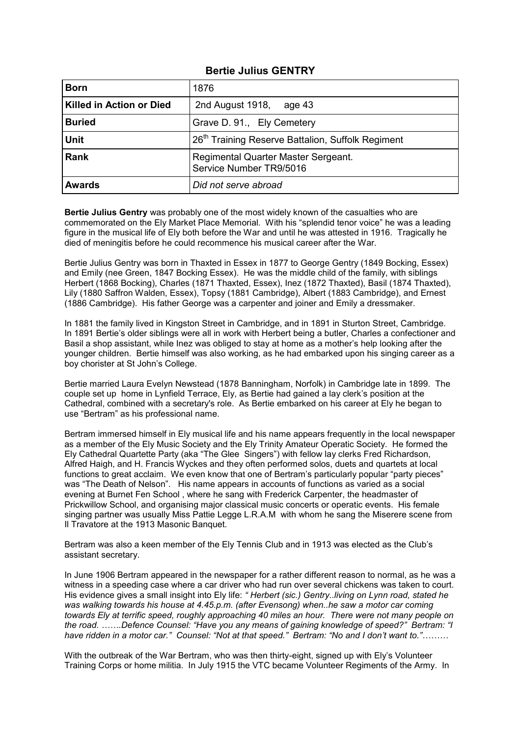## Bertie Julius GENTRY

| | |
|---|---|
| **Born** | 1876 |
| **Killed in Action or Died** | 2nd August 1918, age 43 |
| **Buried** | Grave D. 91., Ely Cemetery |
| **Unit** | 26th Training Reserve Battalion, Suffolk Regiment |
| **Rank** | Regimental Quarter Master Sergeant. Service Number TR9/5016 |
| **Awards** | *Did not serve abroad* |

**Bertie Julius Gentry** was probably one of the most widely known of the casualties who are commemorated on the Ely Market Place Memorial. With his "splendid tenor voice" he was a leading figure in the musical life of Ely both before the War and until he was attested in 1916. Tragically he died of meningitis before he could recommence his musical career after the War.

Bertie Julius Gentry was born in Thaxted in Essex in 1877 to George Gentry (1849 Bocking, Essex) and Emily (nee Green, 1847 Bocking Essex). He was the middle child of the family, with siblings Herbert (1868 Bocking), Charles (1871 Thaxted, Essex), Inez (1872 Thaxted), Basil (1874 Thaxted), Lily (1880 Saffron Walden, Essex), Topsy (1881 Cambridge), Albert (1883 Cambridge), and Ernest (1886 Cambridge). His father George was a carpenter and joiner and Emily a dressmaker.

In 1881 the family lived in Kingston Street in Cambridge, and in 1891 in Sturton Street, Cambridge. In 1891 Bertie's older siblings were all in work with Herbert being a butler, Charles a confectioner and Basil a shop assistant, while Inez was obliged to stay at home as a mother's help looking after the younger children. Bertie himself was also working, as he had embarked upon his singing career as a boy chorister at St John's College.

Bertie married Laura Evelyn Newstead (1878 Banningham, Norfolk) in Cambridge late in 1899. The couple set up home in Lynfield Terrace, Ely, as Bertie had gained a lay clerk's position at the Cathedral, combined with a secretary's role. As Bertie embarked on his career at Ely he began to use "Bertram" as his professional name.

Bertram immersed himself in Ely musical life and his name appears frequently in the local newspaper as a member of the Ely Music Society and the Ely Trinity Amateur Operatic Society. He formed the Ely Cathedral Quartette Party (aka "The Glee Singers") with fellow lay clerks Fred Richardson, Alfred Haigh, and H. Francis Wyckes and they often performed solos, duets and quartets at local functions to great acclaim. We even know that one of Bertram's particularly popular "party pieces" was "The Death of Nelson". His name appears in accounts of functions as varied as a social evening at Burnet Fen School , where he sang with Frederick Carpenter, the headmaster of Prickwillow School, and organising major classical music concerts or operatic events. His female singing partner was usually Miss Pattie Legge L.R.A.M with whom he sang the Miserere scene from Il Travatore at the 1913 Masonic Banquet.

Bertram was also a keen member of the Ely Tennis Club and in 1913 was elected as the Club's assistant secretary.

In June 1906 Bertram appeared in the newspaper for a rather different reason to normal, as he was a witness in a speeding case where a car driver who had run over several chickens was taken to court. His evidence gives a small insight into Ely life: *" Herbert (sic.) Gentry..living on Lynn road, stated he was walking towards his house at 4.45.p.m. (after Evensong) when..he saw a motor car coming towards Ely at terrific speed, roughly approaching 40 miles an hour. There were not many people on the road. …….Defence Counsel: "Have you any means of gaining knowledge of speed?" Bertram: "I have ridden in a motor car." Counsel: "Not at that speed." Bertram: "No and I don't want to."………*

With the outbreak of the War Bertram, who was then thirty-eight, signed up with Ely's Volunteer Training Corps or home militia. In July 1915 the VTC became Volunteer Regiments of the Army. In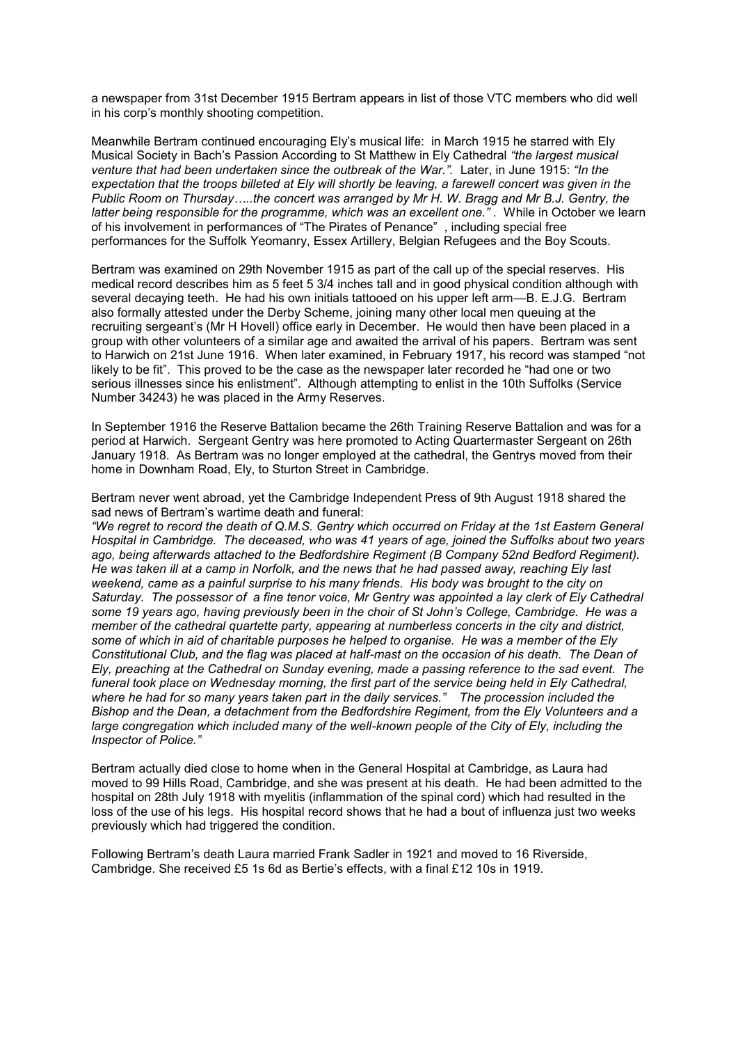a newspaper from 31st December 1915 Bertram appears in list of those VTC members who did well in his corp's monthly shooting competition.

Meanwhile Bertram continued encouraging Ely's musical life: in March 1915 he starred with Ely Musical Society in Bach's Passion According to St Matthew in Ely Cathedral *"the largest musical venture that had been undertaken since the outbreak of the War."*. Later, in June 1915: *"In the expectation that the troops billeted at Ely will shortly be leaving, a farewell concert was given in the Public Room on Thursday…..the concert was arranged by Mr H. W. Bragg and Mr B.J. Gentry, the latter being responsible for the programme, which was an excellent one."* . While in October we learn of his involvement in performances of "The Pirates of Penance" , including special free performances for the Suffolk Yeomanry, Essex Artillery, Belgian Refugees and the Boy Scouts.

Bertram was examined on 29th November 1915 as part of the call up of the special reserves. His medical record describes him as 5 feet 5 3/4 inches tall and in good physical condition although with several decaying teeth. He had his own initials tattooed on his upper left arm—B. E.J.G. Bertram also formally attested under the Derby Scheme, joining many other local men queuing at the recruiting sergeant's (Mr H Hovell) office early in December. He would then have been placed in a group with other volunteers of a similar age and awaited the arrival of his papers. Bertram was sent to Harwich on 21st June 1916. When later examined, in February 1917, his record was stamped "not likely to be fit". This proved to be the case as the newspaper later recorded he "had one or two serious illnesses since his enlistment". Although attempting to enlist in the 10th Suffolks (Service Number 34243) he was placed in the Army Reserves.

In September 1916 the Reserve Battalion became the 26th Training Reserve Battalion and was for a period at Harwich. Sergeant Gentry was here promoted to Acting Quartermaster Sergeant on 26th January 1918. As Bertram was no longer employed at the cathedral, the Gentrys moved from their home in Downham Road, Ely, to Sturton Street in Cambridge.

Bertram never went abroad, yet the Cambridge Independent Press of 9th August 1918 shared the sad news of Bertram's wartime death and funeral:

*"We regret to record the death of Q.M.S. Gentry which occurred on Friday at the 1st Eastern General Hospital in Cambridge. The deceased, who was 41 years of age, joined the Suffolks about two years ago, being afterwards attached to the Bedfordshire Regiment (B Company 52nd Bedford Regiment). He was taken ill at a camp in Norfolk, and the news that he had passed away, reaching Ely last weekend, came as a painful surprise to his many friends. His body was brought to the city on Saturday. The possessor of a fine tenor voice, Mr Gentry was appointed a lay clerk of Ely Cathedral some 19 years ago, having previously been in the choir of St John's College, Cambridge. He was a member of the cathedral quartette party, appearing at numberless concerts in the city and district, some of which in aid of charitable purposes he helped to organise. He was a member of the Ely Constitutional Club, and the flag was placed at half-mast on the occasion of his death. The Dean of Ely, preaching at the Cathedral on Sunday evening, made a passing reference to the sad event. The funeral took place on Wednesday morning, the first part of the service being held in Ely Cathedral, where he had for so many years taken part in the daily services." The procession included the Bishop and the Dean, a detachment from the Bedfordshire Regiment, from the Ely Volunteers and a large congregation which included many of the well-known people of the City of Ely, including the Inspector of Police."*

Bertram actually died close to home when in the General Hospital at Cambridge, as Laura had moved to 99 Hills Road, Cambridge, and she was present at his death. He had been admitted to the hospital on 28th July 1918 with myelitis (inflammation of the spinal cord) which had resulted in the loss of the use of his legs. His hospital record shows that he had a bout of influenza just two weeks previously which had triggered the condition.

Following Bertram's death Laura married Frank Sadler in 1921 and moved to 16 Riverside, Cambridge. She received £5 1s 6d as Bertie's effects, with a final £12 10s in 1919.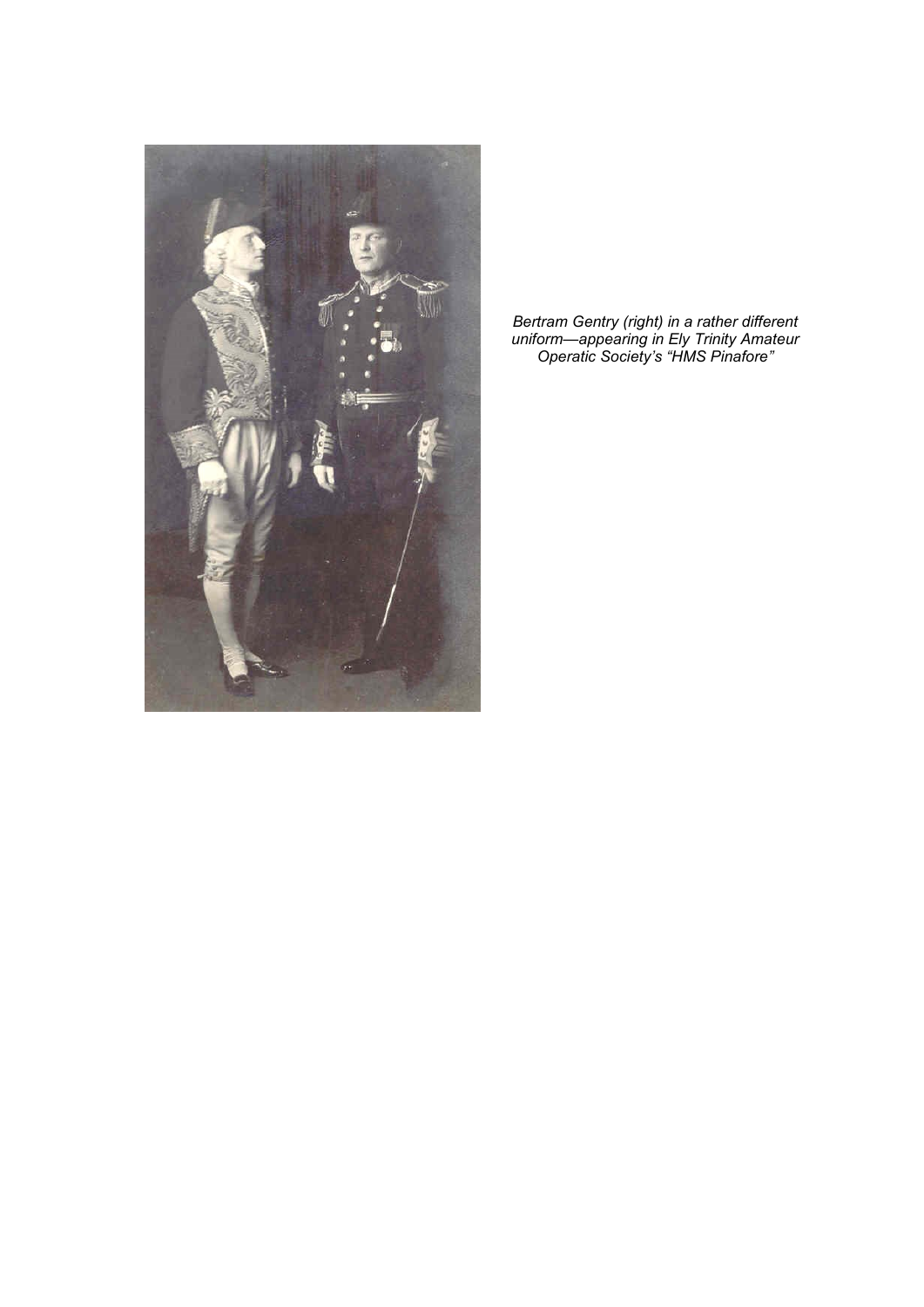*Bertram Gentry (right) in a rather different uniform—appearing in Ely Trinity Amateur Operatic Society's "HMS Pinafore"*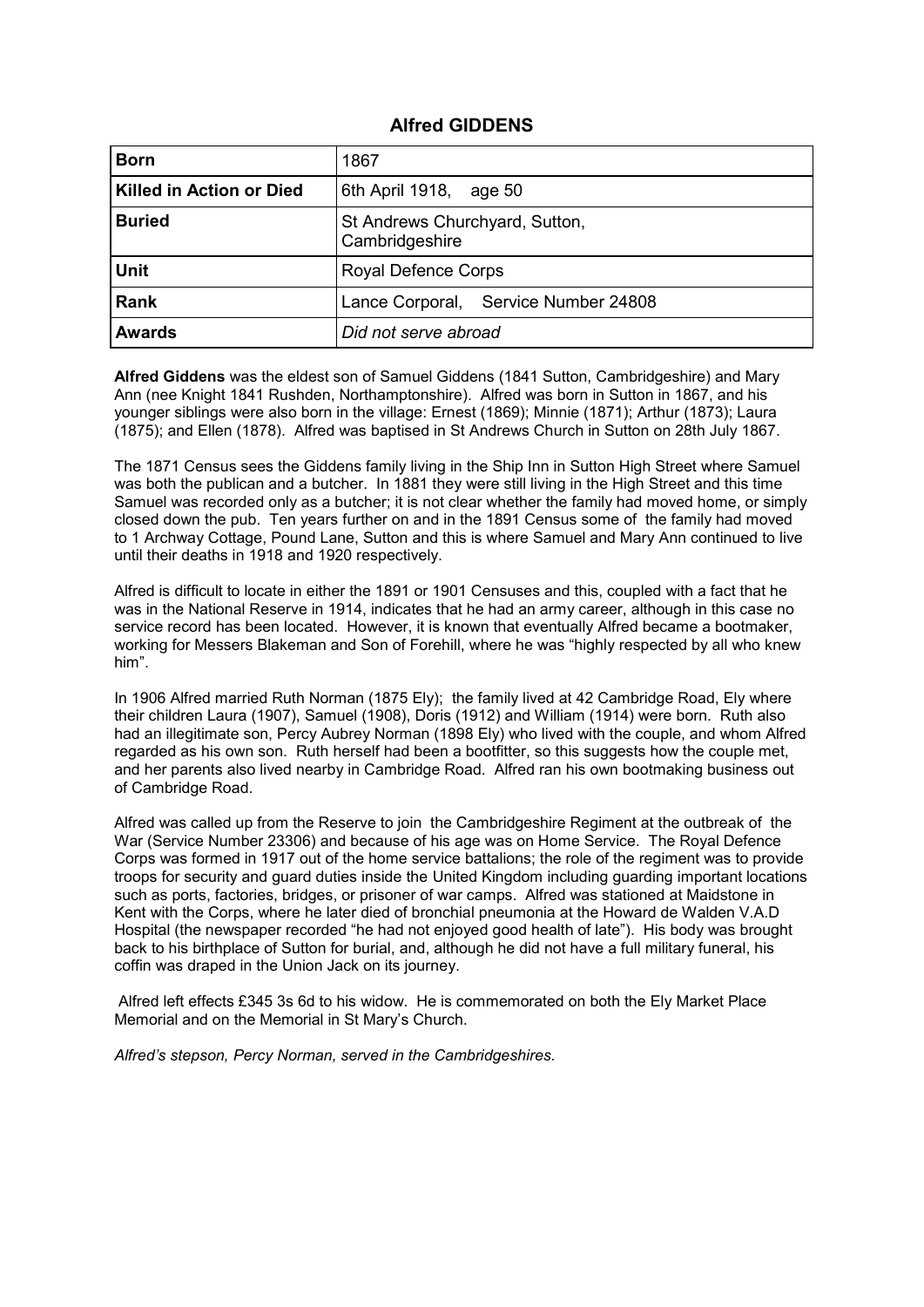## Alfred GIDDENS

| | |
|---|---|
| **Born** | 1867 |
| **Killed in Action or Died** | 6th April 1918, age 50 |
| **Buried** | St Andrews Churchyard, Sutton, Cambridgeshire |
| **Unit** | Royal Defence Corps |
| **Rank** | Lance Corporal, Service Number 24808 |
| **Awards** | *Did not serve abroad* |

**Alfred Giddens** was the eldest son of Samuel Giddens (1841 Sutton, Cambridgeshire) and Mary Ann (nee Knight 1841 Rushden, Northamptonshire). Alfred was born in Sutton in 1867, and his younger siblings were also born in the village: Ernest (1869); Minnie (1871); Arthur (1873); Laura (1875); and Ellen (1878). Alfred was baptised in St Andrews Church in Sutton on 28th July 1867.

The 1871 Census sees the Giddens family living in the Ship Inn in Sutton High Street where Samuel was both the publican and a butcher. In 1881 they were still living in the High Street and this time Samuel was recorded only as a butcher; it is not clear whether the family had moved home, or simply closed down the pub. Ten years further on and in the 1891 Census some of the family had moved to 1 Archway Cottage, Pound Lane, Sutton and this is where Samuel and Mary Ann continued to live until their deaths in 1918 and 1920 respectively.

Alfred is difficult to locate in either the 1891 or 1901 Censuses and this, coupled with a fact that he was in the National Reserve in 1914, indicates that he had an army career, although in this case no service record has been located. However, it is known that eventually Alfred became a bootmaker, working for Messers Blakeman and Son of Forehill, where he was "highly respected by all who knew him".

In 1906 Alfred married Ruth Norman (1875 Ely); the family lived at 42 Cambridge Road, Ely where their children Laura (1907), Samuel (1908), Doris (1912) and William (1914) were born. Ruth also had an illegitimate son, Percy Aubrey Norman (1898 Ely) who lived with the couple, and whom Alfred regarded as his own son. Ruth herself had been a bootfitter, so this suggests how the couple met, and her parents also lived nearby in Cambridge Road. Alfred ran his own bootmaking business out of Cambridge Road.

Alfred was called up from the Reserve to join the Cambridgeshire Regiment at the outbreak of the War (Service Number 23306) and because of his age was on Home Service. The Royal Defence Corps was formed in 1917 out of the home service battalions; the role of the regiment was to provide troops for security and guard duties inside the United Kingdom including guarding important locations such as ports, factories, bridges, or prisoner of war camps. Alfred was stationed at Maidstone in Kent with the Corps, where he later died of bronchial pneumonia at the Howard de Walden V.A.D Hospital (the newspaper recorded "he had not enjoyed good health of late"). His body was brought back to his birthplace of Sutton for burial, and, although he did not have a full military funeral, his coffin was draped in the Union Jack on its journey.

Alfred left effects £345 3s 6d to his widow. He is commemorated on both the Ely Market Place Memorial and on the Memorial in St Mary's Church.

*Alfred's stepson, Percy Norman, served in the Cambridgeshires.*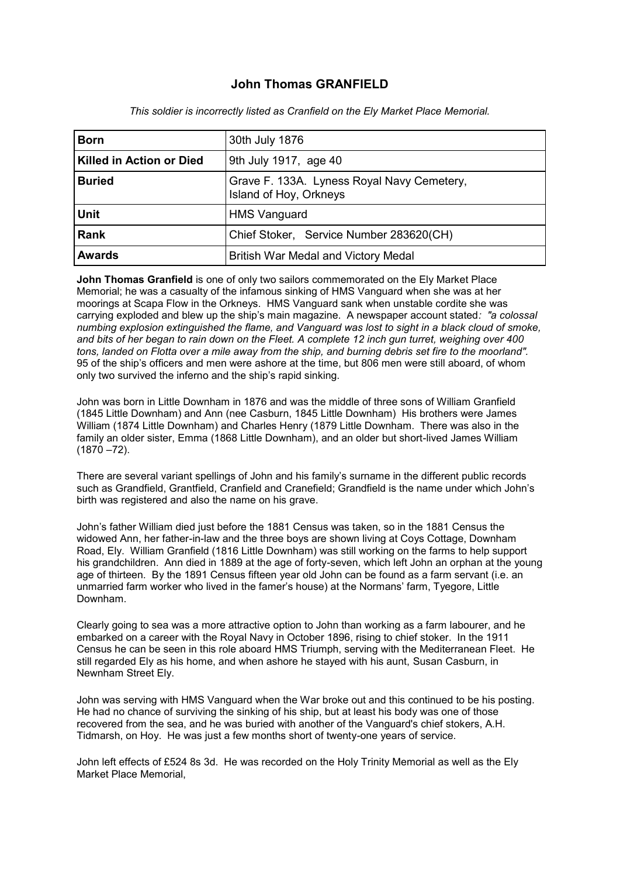# John Thomas GRANFIELD

*This soldier is incorrectly listed as Cranfield on the Ely Market Place Memorial.*

| | |
|---|---|
| **Born** | 30th July 1876 |
| **Killed in Action or Died** | 9th July 1917, age 40 |
| **Buried** | Grave F. 133A. Lyness Royal Navy Cemetery, Island of Hoy, Orkneys |
| **Unit** | HMS Vanguard |
| **Rank** | Chief Stoker, Service Number 283620(CH) |
| **Awards** | British War Medal and Victory Medal |

**John Thomas Granfield** is one of only two sailors commemorated on the Ely Market Place Memorial; he was a casualty of the infamous sinking of HMS Vanguard when she was at her moorings at Scapa Flow in the Orkneys. HMS Vanguard sank when unstable cordite she was carrying exploded and blew up the ship's main magazine. A newspaper account stated*: "a colossal numbing explosion extinguished the flame, and Vanguard was lost to sight in a black cloud of smoke, and bits of her began to rain down on the Fleet. A complete 12 inch gun turret, weighing over 400 tons, landed on Flotta over a mile away from the ship, and burning debris set fire to the moorland".* 95 of the ship's officers and men were ashore at the time, but 806 men were still aboard, of whom only two survived the inferno and the ship's rapid sinking.

John was born in Little Downham in 1876 and was the middle of three sons of William Granfield (1845 Little Downham) and Ann (nee Casburn, 1845 Little Downham) His brothers were James William (1874 Little Downham) and Charles Henry (1879 Little Downham. There was also in the family an older sister, Emma (1868 Little Downham), and an older but short-lived James William (1870 –72).

There are several variant spellings of John and his family's surname in the different public records such as Grandfield, Grantfield, Cranfield and Cranefield; Grandfield is the name under which John's birth was registered and also the name on his grave.

John's father William died just before the 1881 Census was taken, so in the 1881 Census the widowed Ann, her father-in-law and the three boys are shown living at Coys Cottage, Downham Road, Ely. William Granfield (1816 Little Downham) was still working on the farms to help support his grandchildren. Ann died in 1889 at the age of forty-seven, which left John an orphan at the young age of thirteen. By the 1891 Census fifteen year old John can be found as a farm servant (i.e. an unmarried farm worker who lived in the famer's house) at the Normans' farm, Tyegore, Little Downham.

Clearly going to sea was a more attractive option to John than working as a farm labourer, and he embarked on a career with the Royal Navy in October 1896, rising to chief stoker. In the 1911 Census he can be seen in this role aboard HMS Triumph, serving with the Mediterranean Fleet. He still regarded Ely as his home, and when ashore he stayed with his aunt, Susan Casburn, in Newnham Street Ely.

John was serving with HMS Vanguard when the War broke out and this continued to be his posting. He had no chance of surviving the sinking of his ship, but at least his body was one of those recovered from the sea, and he was buried with another of the Vanguard's chief stokers, A.H. Tidmarsh, on Hoy. He was just a few months short of twenty-one years of service.

John left effects of £524 8s 3d. He was recorded on the Holy Trinity Memorial as well as the Ely Market Place Memorial,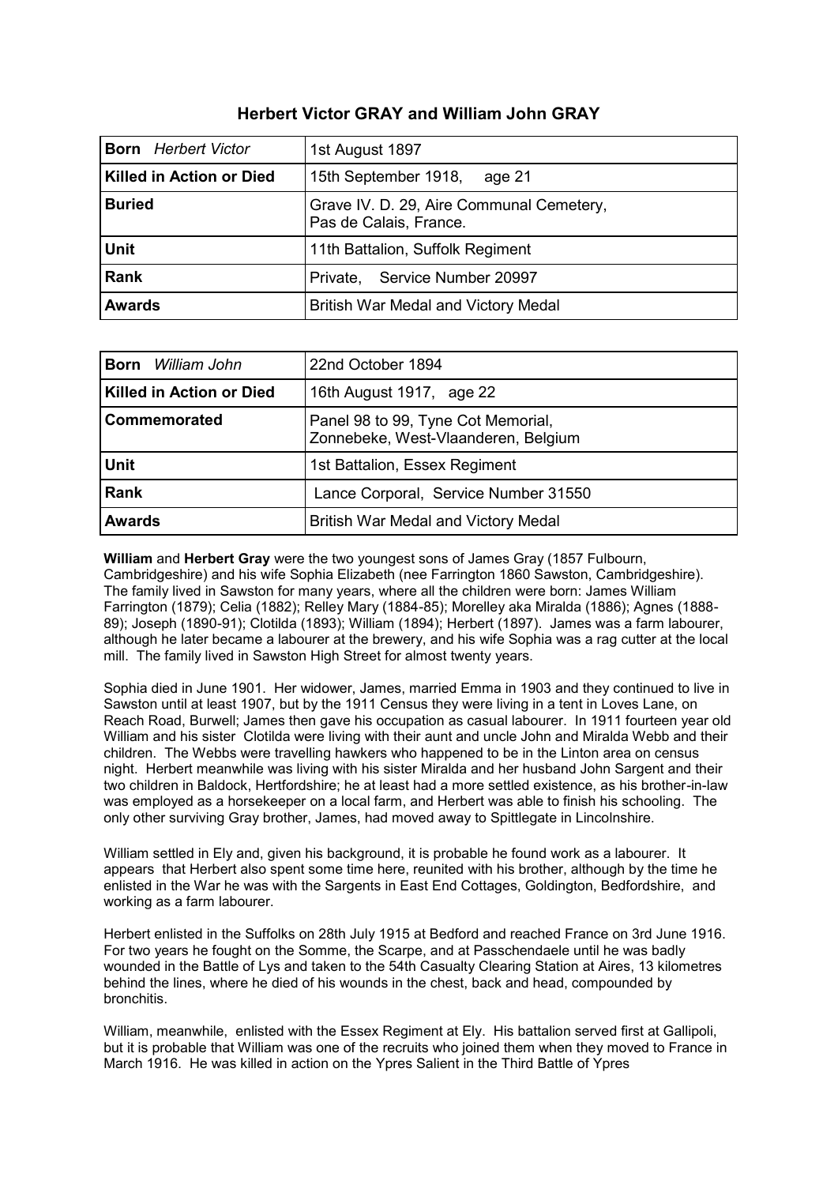## Herbert Victor GRAY and William John GRAY

| | |
|---|---|
| **Born** *Herbert Victor* | 1st August 1897 |
| **Killed in Action or Died** | 15th September 1918,   age 21 |
| **Buried** | Grave IV. D. 29, Aire Communal Cemetery, Pas de Calais, France. |
| **Unit** | 11th Battalion, Suffolk Regiment |
| **Rank** | Private,   Service Number 20997 |
| **Awards** | British War Medal and Victory Medal |

| | |
|---|---|
| **Born** *William John* | 22nd October 1894 |
| **Killed in Action or Died** | 16th August 1917,  age 22 |
| **Commemorated** | Panel 98 to 99, Tyne Cot Memorial, Zonnebeke, West-Vlaanderen, Belgium |
| **Unit** | 1st Battalion, Essex Regiment |
| **Rank** | Lance Corporal,  Service Number 31550 |
| **Awards** | British War Medal and Victory Medal |

**William** and **Herbert Gray** were the two youngest sons of James Gray (1857 Fulbourn, Cambridgeshire) and his wife Sophia Elizabeth (nee Farrington 1860 Sawston, Cambridgeshire). The family lived in Sawston for many years, where all the children were born: James William Farrington (1879); Celia (1882); Relley Mary (1884-85); Morelley aka Miralda (1886); Agnes (1888-89); Joseph (1890-91); Clotilda (1893); William (1894); Herbert (1897). James was a farm labourer, although he later became a labourer at the brewery, and his wife Sophia was a rag cutter at the local mill. The family lived in Sawston High Street for almost twenty years.

Sophia died in June 1901. Her widower, James, married Emma in 1903 and they continued to live in Sawston until at least 1907, but by the 1911 Census they were living in a tent in Loves Lane, on Reach Road, Burwell; James then gave his occupation as casual labourer. In 1911 fourteen year old William and his sister Clotilda were living with their aunt and uncle John and Miralda Webb and their children. The Webbs were travelling hawkers who happened to be in the Linton area on census night. Herbert meanwhile was living with his sister Miralda and her husband John Sargent and their two children in Baldock, Hertfordshire; he at least had a more settled existence, as his brother-in-law was employed as a horsekeeper on a local farm, and Herbert was able to finish his schooling. The only other surviving Gray brother, James, had moved away to Spittlegate in Lincolnshire.

William settled in Ely and, given his background, it is probable he found work as a labourer. It appears that Herbert also spent some time here, reunited with his brother, although by the time he enlisted in the War he was with the Sargents in East End Cottages, Goldington, Bedfordshire, and working as a farm labourer.

Herbert enlisted in the Suffolks on 28th July 1915 at Bedford and reached France on 3rd June 1916. For two years he fought on the Somme, the Scarpe, and at Passchendaele until he was badly wounded in the Battle of Lys and taken to the 54th Casualty Clearing Station at Aires, 13 kilometres behind the lines, where he died of his wounds in the chest, back and head, compounded by bronchitis.

William, meanwhile, enlisted with the Essex Regiment at Ely. His battalion served first at Gallipoli, but it is probable that William was one of the recruits who joined them when they moved to France in March 1916. He was killed in action on the Ypres Salient in the Third Battle of Ypres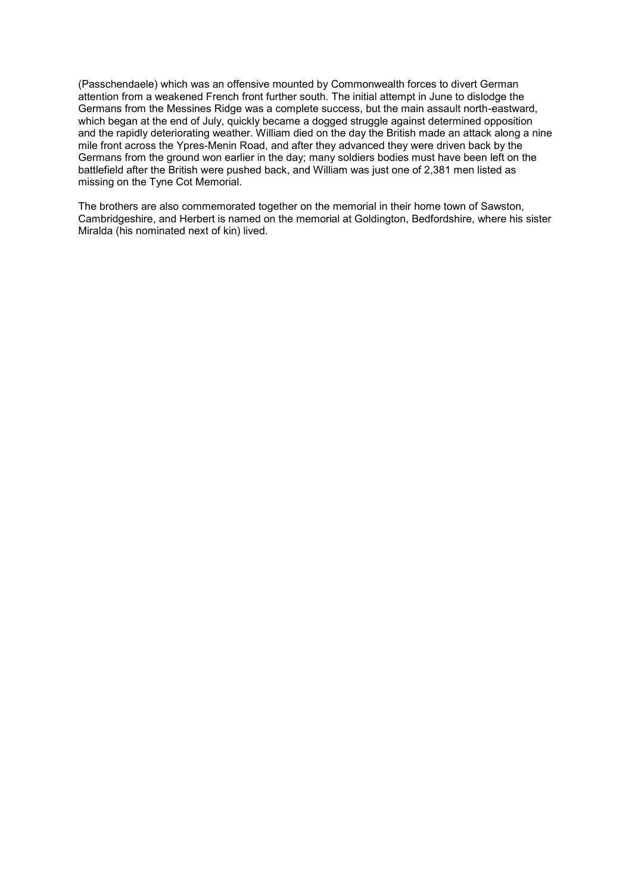(Passchendaele) which was an offensive mounted by Commonwealth forces to divert German attention from a weakened French front further south. The initial attempt in June to dislodge the Germans from the Messines Ridge was a complete success, but the main assault north-eastward, which began at the end of July, quickly became a dogged struggle against determined opposition and the rapidly deteriorating weather. William died on the day the British made an attack along a nine mile front across the Ypres-Menin Road, and after they advanced they were driven back by the Germans from the ground won earlier in the day; many soldiers bodies must have been left on the battlefield after the British were pushed back, and William was just one of 2,381 men listed as missing on the Tyne Cot Memorial.

The brothers are also commemorated together on the memorial in their home town of Sawston, Cambridgeshire, and Herbert is named on the memorial at Goldington, Bedfordshire, where his sister Miralda (his nominated next of kin) lived.